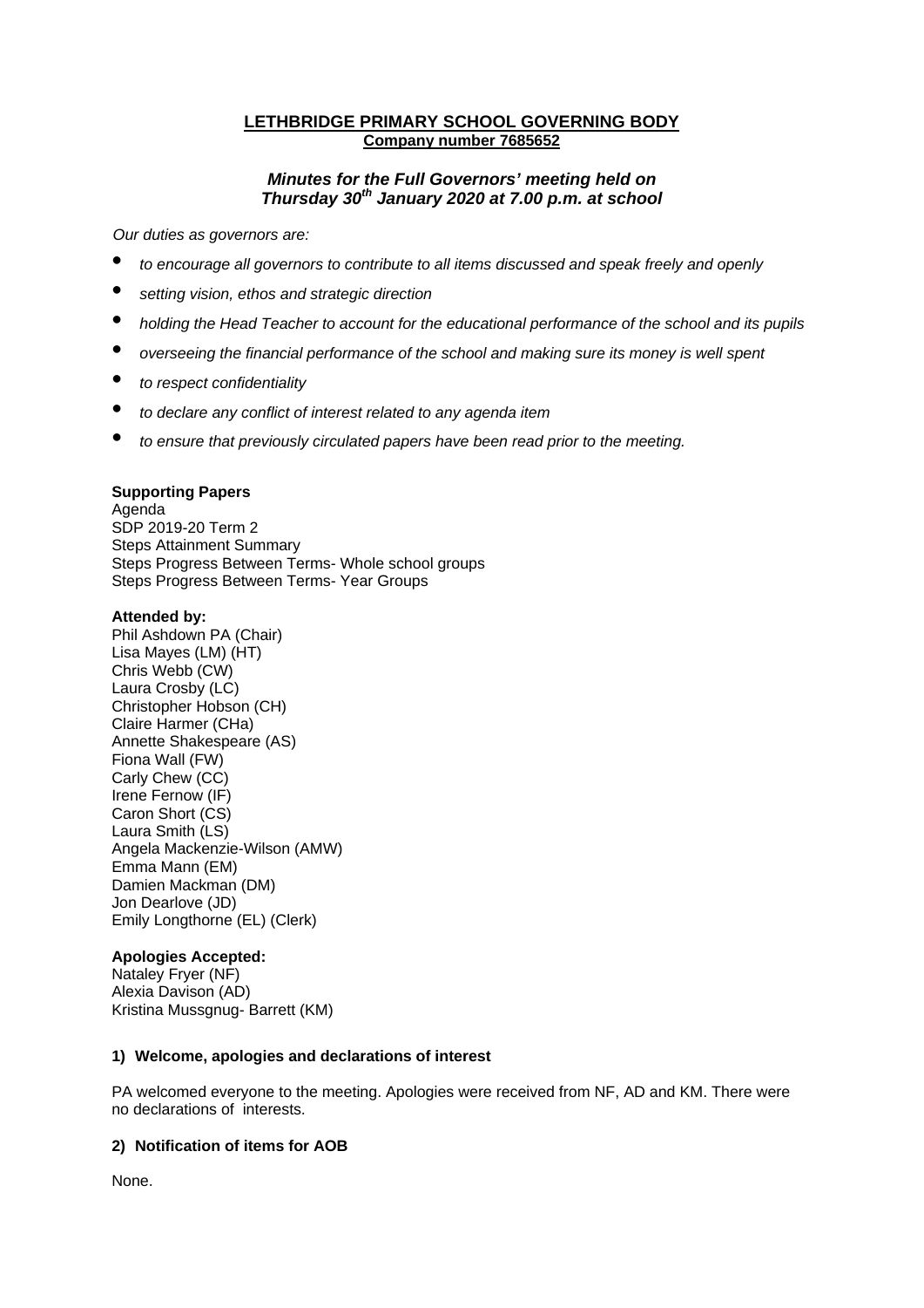# LETHBRIDGE PRIMARY SCHOOL GOVERNING BODY

**Company number 7685652**

***Minutes for the Full Governors' meeting held on Thursday 30th January 2020 at 7.00 p.m. at school***

*Our duties as governors are:*

- *to encourage all governors to contribute to all items discussed and speak freely and openly*
- *setting vision, ethos and strategic direction*
- *holding the Head Teacher to account for the educational performance of the school and its pupils*
- *overseeing the financial performance of the school and making sure its money is well spent*
- *to respect confidentiality*
- *to declare any conflict of interest related to any agenda item*
- *to ensure that previously circulated papers have been read prior to the meeting.*

**Supporting Papers**

Agenda
SDP 2019-20 Term 2
Steps Attainment Summary
Steps Progress Between Terms- Whole school groups
Steps Progress Between Terms- Year Groups

**Attended by:**

Phil Ashdown PA (Chair)
Lisa Mayes (LM) (HT)
Chris Webb (CW)
Laura Crosby (LC)
Christopher Hobson (CH)
Claire Harmer (CHa)
Annette Shakespeare (AS)
Fiona Wall (FW)
Carly Chew (CC)
Irene Fernow (IF)
Caron Short (CS)
Laura Smith (LS)
Angela Mackenzie-Wilson (AMW)
Emma Mann (EM)
Damien Mackman (DM)
Jon Dearlove (JD)
Emily Longthorne (EL) (Clerk)

**Apologies Accepted:**

Nataley Fryer (NF)
Alexia Davison (AD)
Kristina Mussgnug- Barrett (KM)

### 1) Welcome, apologies and declarations of interest

PA welcomed everyone to the meeting. Apologies were received from NF, AD and KM. There were no declarations of interests.

### 2) Notification of items for AOB

None.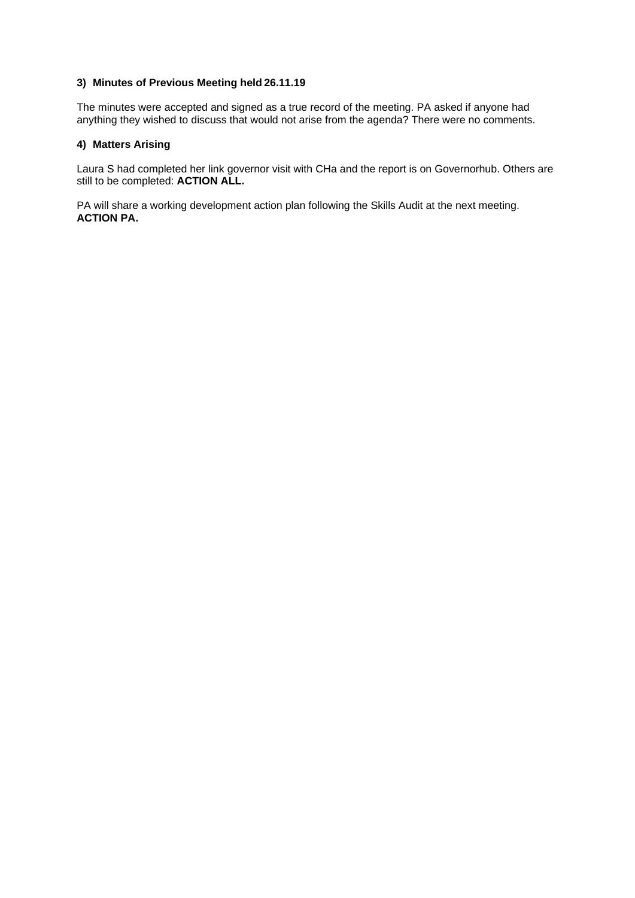### 3) Minutes of Previous Meeting held 26.11.19

The minutes were accepted and signed as a true record of the meeting. PA asked if anyone had anything they wished to discuss that would not arise from the agenda? There were no comments.

### 4) Matters Arising

Laura S had completed her link governor visit with CHa and the report is on Governorhub. Others are still to be completed: **ACTION ALL.**

PA will share a working development action plan following the Skills Audit at the next meeting. **ACTION PA.**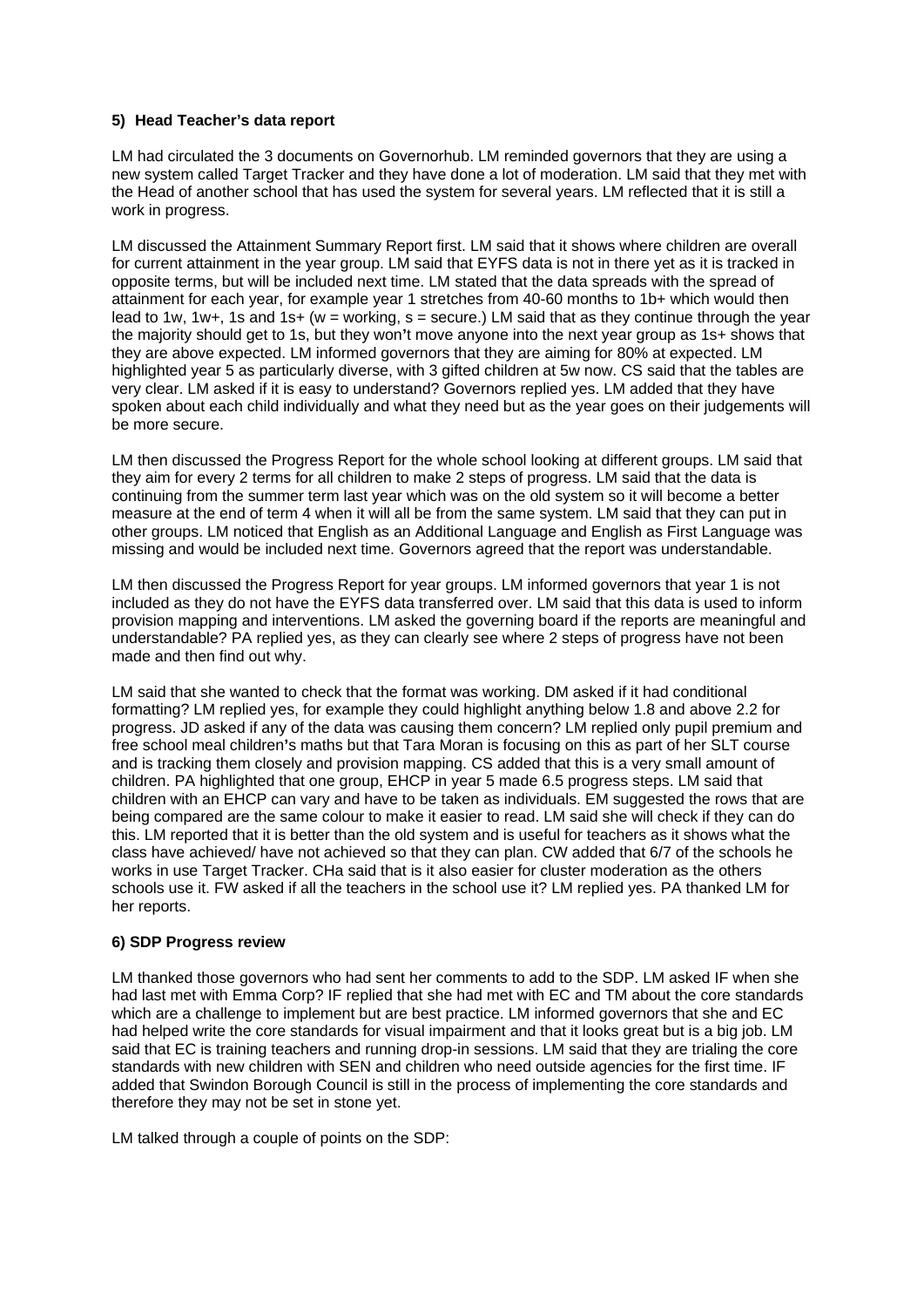**5) Head Teacher's data report**

LM had circulated the 3 documents on Governorhub. LM reminded governors that they are using a new system called Target Tracker and they have done a lot of moderation. LM said that they met with the Head of another school that has used the system for several years. LM reflected that it is still a work in progress.

LM discussed the Attainment Summary Report first. LM said that it shows where children are overall for current attainment in the year group. LM said that EYFS data is not in there yet as it is tracked in opposite terms, but will be included next time. LM stated that the data spreads with the spread of attainment for each year, for example year 1 stretches from 40-60 months to 1b+ which would then lead to 1w, 1w+, 1s and 1s+ (w = working, s = secure.) LM said that as they continue through the year the majority should get to 1s, but they won't move anyone into the next year group as 1s+ shows that they are above expected. LM informed governors that they are aiming for 80% at expected. LM highlighted year 5 as particularly diverse, with 3 gifted children at 5w now. CS said that the tables are very clear. LM asked if it is easy to understand? Governors replied yes. LM added that they have spoken about each child individually and what they need but as the year goes on their judgements will be more secure.

LM then discussed the Progress Report for the whole school looking at different groups. LM said that they aim for every 2 terms for all children to make 2 steps of progress. LM said that the data is continuing from the summer term last year which was on the old system so it will become a better measure at the end of term 4 when it will all be from the same system. LM said that they can put in other groups. LM noticed that English as an Additional Language and English as First Language was missing and would be included next time. Governors agreed that the report was understandable.

LM then discussed the Progress Report for year groups. LM informed governors that year 1 is not included as they do not have the EYFS data transferred over. LM said that this data is used to inform provision mapping and interventions. LM asked the governing board if the reports are meaningful and understandable? PA replied yes, as they can clearly see where 2 steps of progress have not been made and then find out why.

LM said that she wanted to check that the format was working. DM asked if it had conditional formatting? LM replied yes, for example they could highlight anything below 1.8 and above 2.2 for progress. JD asked if any of the data was causing them concern? LM replied only pupil premium and free school meal children's maths but that Tara Moran is focusing on this as part of her SLT course and is tracking them closely and provision mapping. CS added that this is a very small amount of children. PA highlighted that one group, EHCP in year 5 made 6.5 progress steps. LM said that children with an EHCP can vary and have to be taken as individuals. EM suggested the rows that are being compared are the same colour to make it easier to read. LM said she will check if they can do this. LM reported that it is better than the old system and is useful for teachers as it shows what the class have achieved/ have not achieved so that they can plan. CW added that 6/7 of the schools he works in use Target Tracker. CHa said that is it also easier for cluster moderation as the others schools use it. FW asked if all the teachers in the school use it? LM replied yes. PA thanked LM for her reports.

**6) SDP Progress review**

LM thanked those governors who had sent her comments to add to the SDP. LM asked IF when she had last met with Emma Corp? IF replied that she had met with EC and TM about the core standards which are a challenge to implement but are best practice. LM informed governors that she and EC had helped write the core standards for visual impairment and that it looks great but is a big job. LM said that EC is training teachers and running drop-in sessions. LM said that they are trialing the core standards with new children with SEN and children who need outside agencies for the first time. IF added that Swindon Borough Council is still in the process of implementing the core standards and therefore they may not be set in stone yet.

LM talked through a couple of points on the SDP: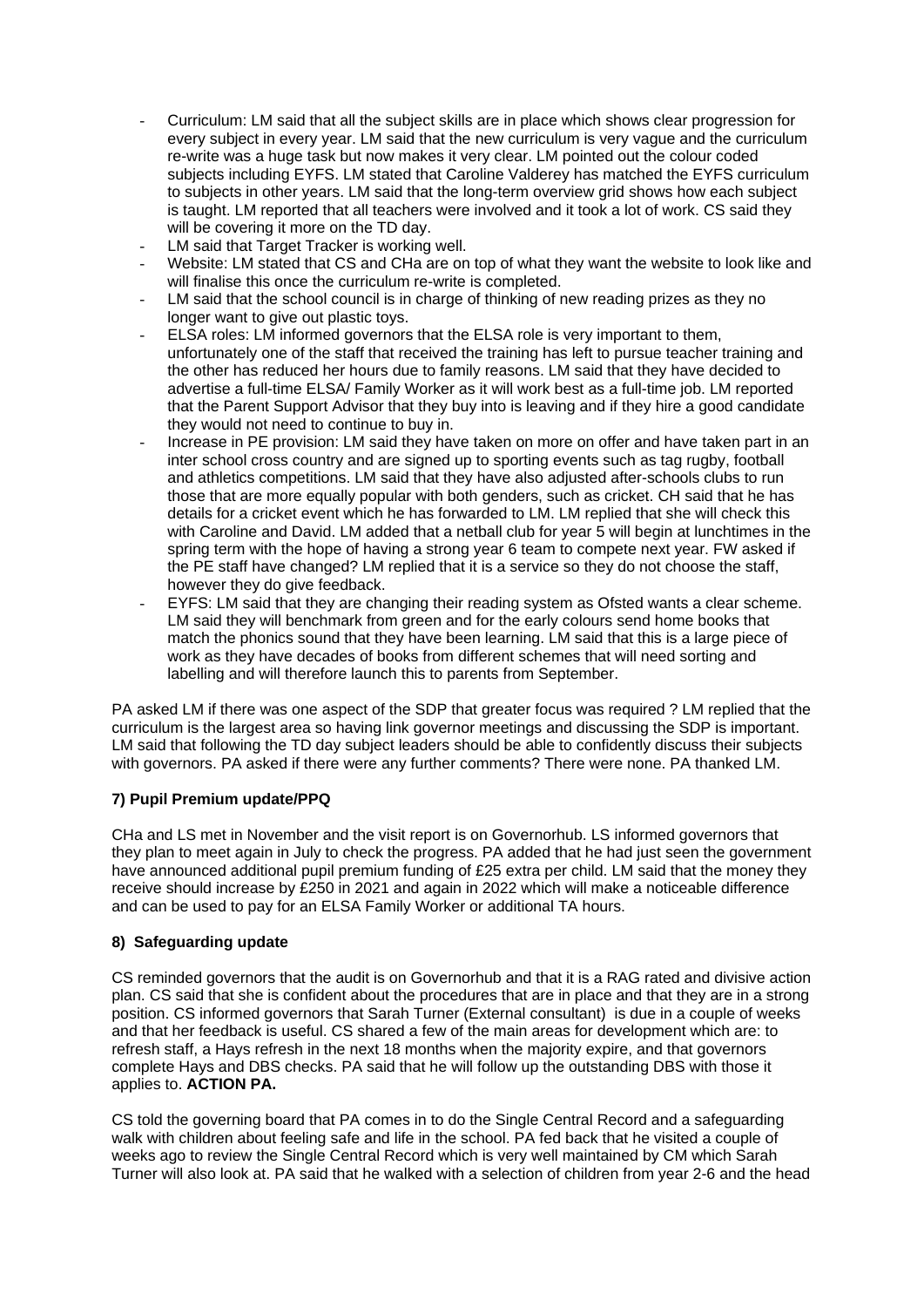- Curriculum: LM said that all the subject skills are in place which shows clear progression for every subject in every year. LM said that the new curriculum is very vague and the curriculum re-write was a huge task but now makes it very clear. LM pointed out the colour coded subjects including EYFS. LM stated that Caroline Valderey has matched the EYFS curriculum to subjects in other years. LM said that the long-term overview grid shows how each subject is taught. LM reported that all teachers were involved and it took a lot of work. CS said they will be covering it more on the TD day.
- LM said that Target Tracker is working well.
- Website: LM stated that CS and CHa are on top of what they want the website to look like and will finalise this once the curriculum re-write is completed.
- LM said that the school council is in charge of thinking of new reading prizes as they no longer want to give out plastic toys.
- ELSA roles: LM informed governors that the ELSA role is very important to them, unfortunately one of the staff that received the training has left to pursue teacher training and the other has reduced her hours due to family reasons. LM said that they have decided to advertise a full-time ELSA/ Family Worker as it will work best as a full-time job. LM reported that the Parent Support Advisor that they buy into is leaving and if they hire a good candidate they would not need to continue to buy in.
- Increase in PE provision: LM said they have taken on more on offer and have taken part in an inter school cross country and are signed up to sporting events such as tag rugby, football and athletics competitions. LM said that they have also adjusted after-schools clubs to run those that are more equally popular with both genders, such as cricket. CH said that he has details for a cricket event which he has forwarded to LM. LM replied that she will check this with Caroline and David. LM added that a netball club for year 5 will begin at lunchtimes in the spring term with the hope of having a strong year 6 team to compete next year. FW asked if the PE staff have changed? LM replied that it is a service so they do not choose the staff, however they do give feedback.
- EYFS: LM said that they are changing their reading system as Ofsted wants a clear scheme. LM said they will benchmark from green and for the early colours send home books that match the phonics sound that they have been learning. LM said that this is a large piece of work as they have decades of books from different schemes that will need sorting and labelling and will therefore launch this to parents from September.

PA asked LM if there was one aspect of the SDP that greater focus was required ? LM replied that the curriculum is the largest area so having link governor meetings and discussing the SDP is important. LM said that following the TD day subject leaders should be able to confidently discuss their subjects with governors. PA asked if there were any further comments? There were none. PA thanked LM.

**7) Pupil Premium update/PPQ**

CHa and LS met in November and the visit report is on Governorhub. LS informed governors that they plan to meet again in July to check the progress. PA added that he had just seen the government have announced additional pupil premium funding of £25 extra per child. LM said that the money they receive should increase by £250 in 2021 and again in 2022 which will make a noticeable difference and can be used to pay for an ELSA Family Worker or additional TA hours.

**8) Safeguarding update**

CS reminded governors that the audit is on Governorhub and that it is a RAG rated and divisive action plan. CS said that she is confident about the procedures that are in place and that they are in a strong position. CS informed governors that Sarah Turner (External consultant) is due in a couple of weeks and that her feedback is useful. CS shared a few of the main areas for development which are: to refresh staff, a Hays refresh in the next 18 months when the majority expire, and that governors complete Hays and DBS checks. PA said that he will follow up the outstanding DBS with those it applies to. **ACTION PA.**

CS told the governing board that PA comes in to do the Single Central Record and a safeguarding walk with children about feeling safe and life in the school. PA fed back that he visited a couple of weeks ago to review the Single Central Record which is very well maintained by CM which Sarah Turner will also look at. PA said that he walked with a selection of children from year 2-6 and the head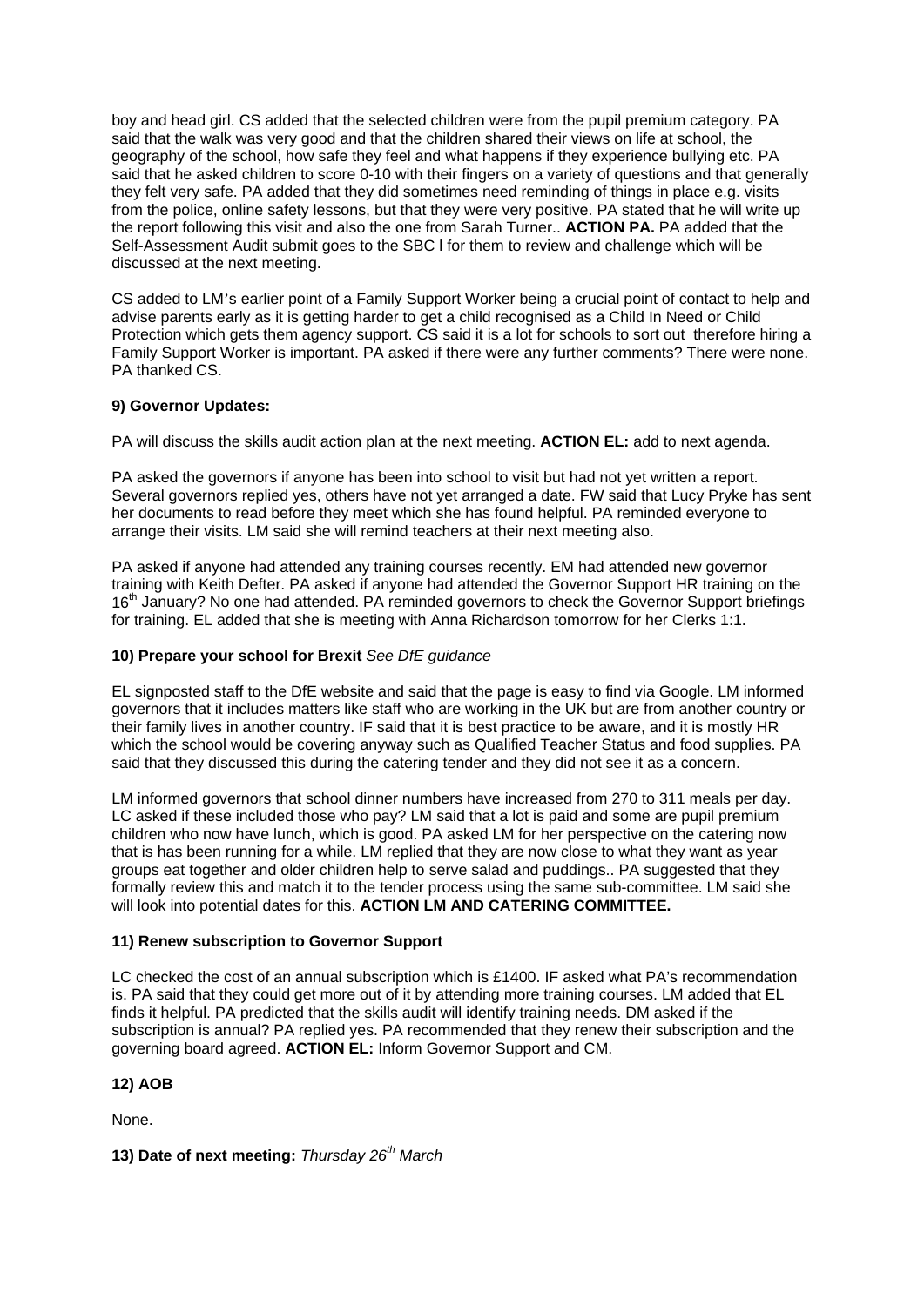boy and head girl. CS added that the selected children were from the pupil premium category. PA said that the walk was very good and that the children shared their views on life at school, the geography of the school, how safe they feel and what happens if they experience bullying etc. PA said that he asked children to score 0-10 with their fingers on a variety of questions and that generally they felt very safe. PA added that they did sometimes need reminding of things in place e.g. visits from the police, online safety lessons, but that they were very positive. PA stated that he will write up the report following this visit and also the one from Sarah Turner.. **ACTION PA.** PA added that the Self-Assessment Audit submit goes to the SBC l for them to review and challenge which will be discussed at the next meeting.

CS added to LM's earlier point of a Family Support Worker being a crucial point of contact to help and advise parents early as it is getting harder to get a child recognised as a Child In Need or Child Protection which gets them agency support. CS said it is a lot for schools to sort out therefore hiring a Family Support Worker is important. PA asked if there were any further comments? There were none. PA thanked CS.

**9) Governor Updates:**

PA will discuss the skills audit action plan at the next meeting. **ACTION EL:** add to next agenda.

PA asked the governors if anyone has been into school to visit but had not yet written a report. Several governors replied yes, others have not yet arranged a date. FW said that Lucy Pryke has sent her documents to read before they meet which she has found helpful. PA reminded everyone to arrange their visits. LM said she will remind teachers at their next meeting also.

PA asked if anyone had attended any training courses recently. EM had attended new governor training with Keith Defter. PA asked if anyone had attended the Governor Support HR training on the 16th January? No one had attended. PA reminded governors to check the Governor Support briefings for training. EL added that she is meeting with Anna Richardson tomorrow for her Clerks 1:1.

**10) Prepare your school for Brexit** *See DfE guidance*

EL signposted staff to the DfE website and said that the page is easy to find via Google. LM informed governors that it includes matters like staff who are working in the UK but are from another country or their family lives in another country. IF said that it is best practice to be aware, and it is mostly HR which the school would be covering anyway such as Qualified Teacher Status and food supplies. PA said that they discussed this during the catering tender and they did not see it as a concern.

LM informed governors that school dinner numbers have increased from 270 to 311 meals per day. LC asked if these included those who pay? LM said that a lot is paid and some are pupil premium children who now have lunch, which is good. PA asked LM for her perspective on the catering now that is has been running for a while. LM replied that they are now close to what they want as year groups eat together and older children help to serve salad and puddings.. PA suggested that they formally review this and match it to the tender process using the same sub-committee. LM said she will look into potential dates for this. **ACTION LM AND CATERING COMMITTEE.**

**11) Renew subscription to Governor Support**

LC checked the cost of an annual subscription which is £1400. IF asked what PA's recommendation is. PA said that they could get more out of it by attending more training courses. LM added that EL finds it helpful. PA predicted that the skills audit will identify training needs. DM asked if the subscription is annual? PA replied yes. PA recommended that they renew their subscription and the governing board agreed. **ACTION EL:** Inform Governor Support and CM.

**12) AOB**

None.

**13) Date of next meeting:** *Thursday 26th March*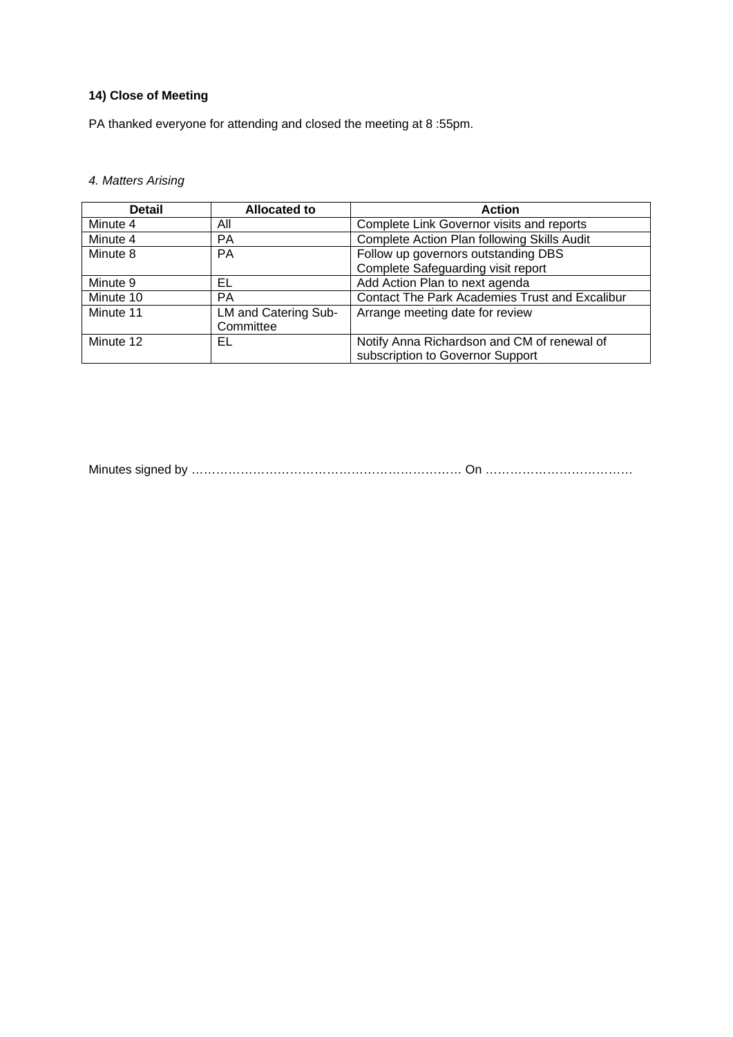### 14) Close of Meeting

PA thanked everyone for attending and closed the meeting at 8 :55pm.

*4. Matters Arising*

| Detail | Allocated to | Action |
|---|---|---|
| Minute 4 | All | Complete Link Governor visits and reports |
| Minute 4 | PA | Complete Action Plan following Skills Audit |
| Minute 8 | PA | Follow up governors outstanding DBS<br>Complete Safeguarding visit report |
| Minute 9 | EL | Add Action Plan to next agenda |
| Minute 10 | PA | Contact The Park Academies Trust and Excalibur |
| Minute 11 | LM and Catering Sub-Committee | Arrange meeting date for review |
| Minute 12 | EL | Notify Anna Richardson and CM of renewal of subscription to Governor Support |

Minutes signed by ………………………………………………………… On ………………………………